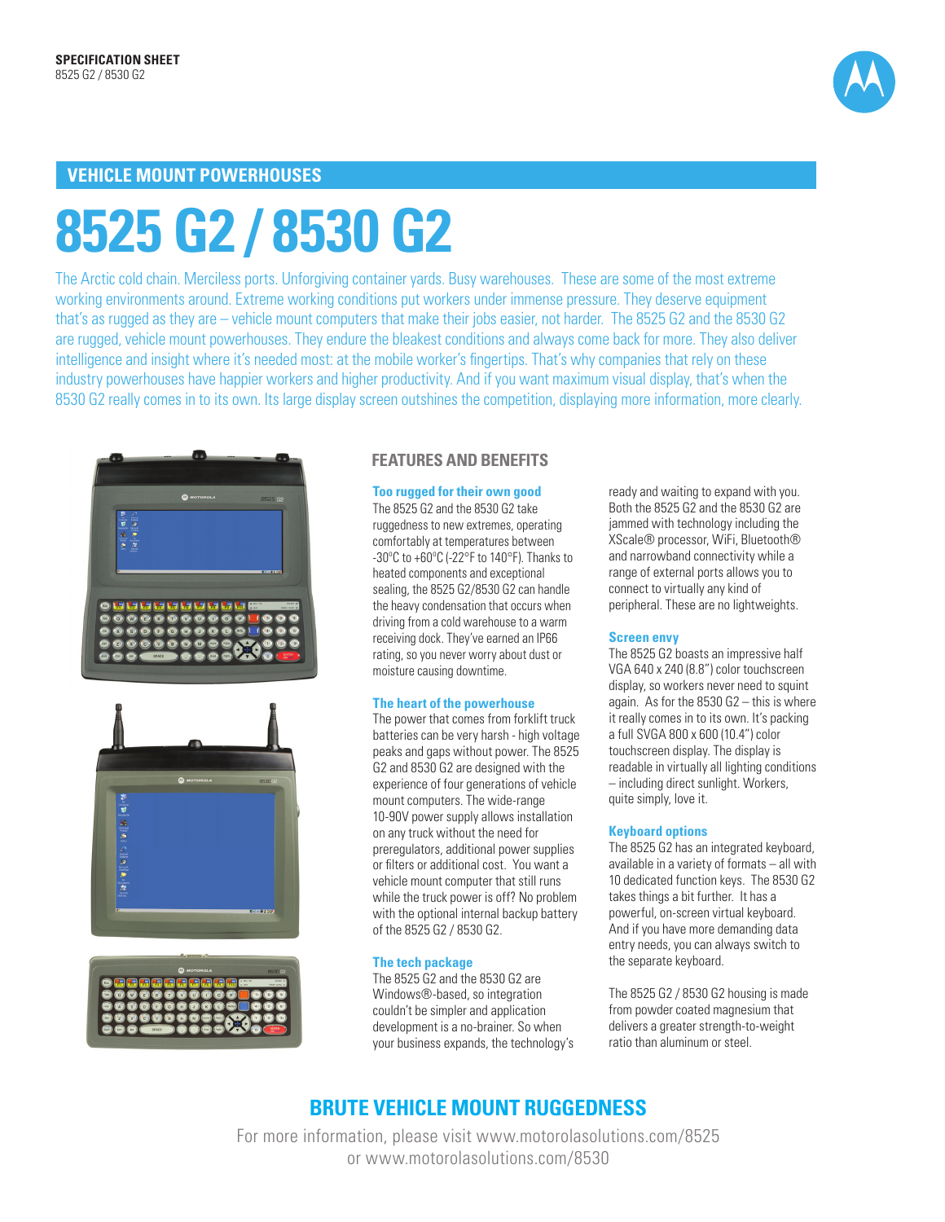SPECIFICATION SHEET
8525 G2 / 8530 G2

## VEHICLE MOUNT POWERHOUSES

# 8525 G2 / 8530 G2

The Arctic cold chain. Merciless ports. Unforgiving container yards. Busy warehouses. These are some of the most extreme working environments around. Extreme working conditions put workers under immense pressure. They deserve equipment that's as rugged as they are – vehicle mount computers that make their jobs easier, not harder. The 8525 G2 and the 8530 G2 are rugged, vehicle mount powerhouses. They endure the bleakest conditions and always come back for more. They also deliver intelligence and insight where it's needed most: at the mobile worker's fingertips. That's why companies that rely on these industry powerhouses have happier workers and higher productivity. And if you want maximum visual display, that's when the 8530 G2 really comes in to its own. Its large display screen outshines the competition, displaying more information, more clearly.

## FEATURES AND BENEFITS

### Too rugged for their own good

The 8525 G2 and the 8530 G2 take ruggedness to new extremes, operating comfortably at temperatures between -30°C to +60°C (-22°F to 140°F). Thanks to heated components and exceptional sealing, the 8525 G2/8530 G2 can handle the heavy condensation that occurs when driving from a cold warehouse to a warm receiving dock. They've earned an IP66 rating, so you never worry about dust or moisture causing downtime.

### The heart of the powerhouse

The power that comes from forklift truck batteries can be very harsh - high voltage peaks and gaps without power. The 8525 G2 and 8530 G2 are designed with the experience of four generations of vehicle mount computers. The wide-range 10-90V power supply allows installation on any truck without the need for preregulators, additional power supplies or filters or additional cost. You want a vehicle mount computer that still runs while the truck power is off? No problem with the optional internal backup battery of the 8525 G2 / 8530 G2.

### The tech package

The 8525 G2 and the 8530 G2 are Windows®-based, so integration couldn't be simpler and application development is a no-brainer. So when your business expands, the technology's ready and waiting to expand with you. Both the 8525 G2 and 8530 G2 are jammed with technology including the XScale® processor, WiFi, Bluetooth® and narrowband connectivity while a range of external ports allows you to connect to virtually any kind of peripheral. These are no lightweights.

### Screen envy

The 8525 G2 boasts an impressive half VGA 640 x 240 (8.8") color touchscreen display, so workers never need to squint again. As for the 8530 G2 – this is where it really comes in to its own. It's packing a full SVGA 800 x 600 (10.4") color touchscreen display. The display is readable in virtually all lighting conditions – including direct sunlight. Workers, quite simply, love it.

### Keyboard options

The 8525 G2 has an integrated keyboard, available in a variety of formats – all with 10 dedicated function keys. The 8530 G2 takes things a bit further. It has a powerful, on-screen virtual keyboard. And if you have more demanding data entry needs, you can always switch to the separate keyboard.

The 8525 G2 / 8530 G2 housing is made from powder coated magnesium that delivers a greater strength-to-weight ratio than aluminum or steel.

## BRUTE VEHICLE MOUNT RUGGEDNESS

For more information, please visit www.motorolasolutions.com/8525 or www.motorolasolutions.com/8530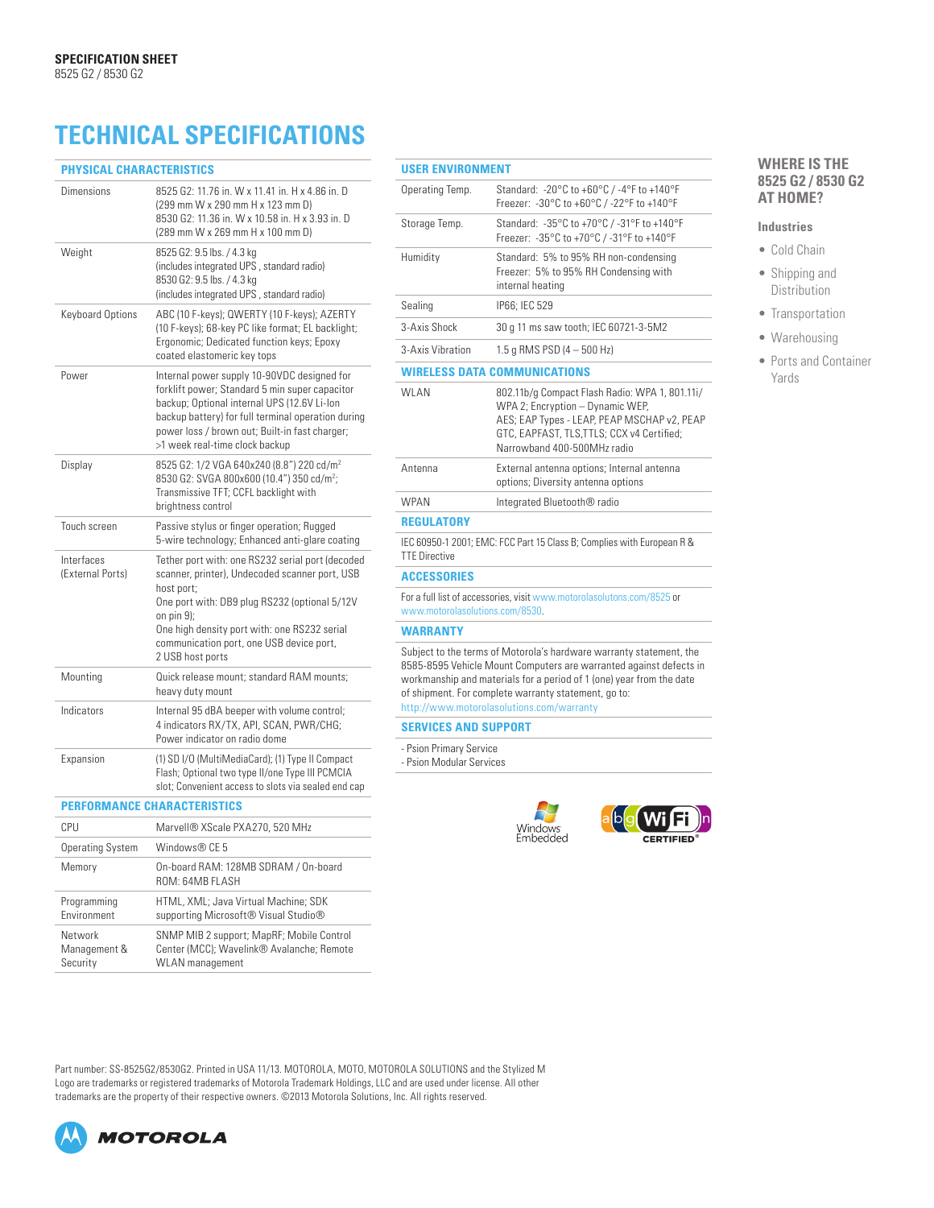**SPECIFICATION SHEET**
8525 G2 / 8530 G2

# TECHNICAL SPECIFICATIONS

## PHYSICAL CHARACTERISTICS

| | |
|---|---|
| Dimensions | 8525 G2: 11.76 in. W x 11.41 in. H x 4.86 in. D (299 mm W x 290 mm H x 123 mm D) 8530 G2: 11.36 in. W x 10.58 in. H x 3.93 in. D (289 mm W x 269 mm H x 100 mm D) |
| Weight | 8525 G2: 9.5 lbs. / 4.3 kg (includes integrated UPS , standard radio) 8530 G2: 9.5 lbs. / 4.3 kg (includes integrated UPS , standard radio) |
| Keyboard Options | ABC (10 F-keys); QWERTY (10 F-keys); AZERTY (10 F-keys); 68-key PC like format; EL backlight; Ergonomic; Dedicated function keys; Epoxy coated elastomeric key tops |
| Power | Internal power supply 10-90VDC designed for forklift power; Standard 5 min super capacitor backup; Optional internal UPS (12.6V Li-Ion backup battery) for full terminal operation during power loss / brown out; Built-in fast charger; >1 week real-time clock backup |
| Display | 8525 G2: 1/2 VGA 640x240 (8.8") 220 cd/m$^2$ 8530 G2: SVGA 800x600 (10.4") 350 cd/m$^2$; Transmissive TFT; CCFL backlight with brightness control |
| Touch screen | Passive stylus or finger operation; Rugged 5-wire technology; Enhanced anti-glare coating |
| Interfaces (External Ports) | Tether port with: one RS232 serial port (decoded scanner, printer), Undecoded scanner port, USB host port; One port with: DB9 plug RS232 (optional 5/12V on pin 9); One high density port with: one RS232 serial communication port, one USB device port, 2 USB host ports |
| Mounting | Quick release mount; standard RAM mounts; heavy duty mount |
| Indicators | Internal 95 dBA beeper with volume control; 4 indicators RX/TX, API, SCAN, PWR/CHG; Power indicator on radio dome |
| Expansion | (1) SD I/O (MultiMediaCard); (1) Type II Compact Flash; Optional two type II/one Type III PCMCIA slot; Convenient access to slots via sealed end cap |

## PERFORMANCE CHARACTERISTICS

| | |
|---|---|
| CPU | Marvell® XScale PXA270, 520 MHz |
| Operating System | Windows® CE 5 |
| Memory | On-board RAM: 128MB SDRAM / On-board ROM: 64MB FLASH |
| Programming Environment | HTML, XML; Java Virtual Machine; SDK supporting Microsoft® Visual Studio® |
| Network Management & Security | SNMP MIB 2 support; MapRF; Mobile Control Center (MCC); Wavelink® Avalanche; Remote WLAN management |

## USER ENVIRONMENT

| | |
|---|---|
| Operating Temp. | Standard: -20°C to +60°C / -4°F to +140°F Freezer: -30°C to +60°C / -22°F to +140°F |
| Storage Temp. | Standard: -35°C to +70°C / -31°F to +140°F Freezer: -35°C to +70°C / -31°F to +140°F |
| Humidity | Standard: 5% to 95% RH non-condensing Freezer: 5% to 95% RH Condensing with internal heating |
| Sealing | IP66; IEC 529 |
| 3-Axis Shock | 30 g 11 ms saw tooth; IEC 60721-3-5M2 |
| 3-Axis Vibration | 1.5 g RMS PSD (4 – 500 Hz) |

## WIRELESS DATA COMMUNICATIONS

| | |
|---|---|
| WLAN | 802.11b/g Compact Flash Radio: WPA 1, 801.11i/ WPA 2; Encryption – Dynamic WEP, AES; EAP Types - LEAP, PEAP MSCHAP v2, PEAP GTC, EAPFAST, TLS,TTLS; CCX v4 Certified; Narrowband 400-500MHz radio |
| Antenna | External antenna options; Internal antenna options; Diversity antenna options |
| WPAN | Integrated Bluetooth® radio |

## REGULATORY

IEC 60950-1 2001; EMC: FCC Part 15 Class B; Complies with European R & TTE Directive

## ACCESSORIES

For a full list of accessories, visit www.motorolasolutons.com/8525 or www.motorolasolutions.com/8530.

## WARRANTY

Subject to the terms of Motorola's hardware warranty statement, the 8585-8595 Vehicle Mount Computers are warranted against defects in workmanship and materials for a period of 1 (one) year from the date of shipment. For complete warranty statement, go to: http://www.motorolasolutions.com/warranty

## SERVICES AND SUPPORT

- Psion Primary Service
- Psion Modular Services

Windows Embedded

abgn Wi Fi CERTIFIED®

## WHERE IS THE 8525 G2 / 8530 G2 AT HOME?

### Industries

- Cold Chain
- Shipping and Distribution
- Transportation
- Warehousing
- Ports and Container Yards

Part number: SS-8525G2/8530G2. Printed in USA 11/13. MOTOROLA, MOTO, MOTOROLA SOLUTIONS and the Stylized M Logo are trademarks or registered trademarks of Motorola Trademark Holdings, LLC and are used under license. All other trademarks are the property of their respective owners. ©2013 Motorola Solutions, Inc. All rights reserved.

MOTOROLA